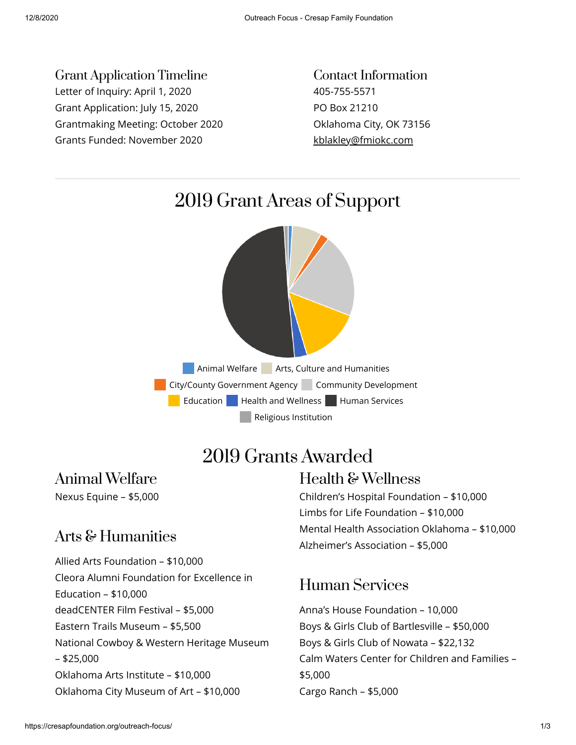## Grant Application Timeline

Letter of Inquiry: April 1, 2020
Grant Application: July 15, 2020
Grantmaking Meeting: October 2020
Grants Funded: November 2020

## Contact Information

405-755-5571
PO Box 21210
Oklahoma City, OK 73156
kblakley@fmiokc.com

---

# 2019 Grant Areas of Support

Animal Welfare
Arts, Culture and Humanities
City/County Government Agency
Community Development
Education
Health and Wellness
Human Services
Religious Institution

# 2019 Grants Awarded

## Animal Welfare

Nexus Equine – $5,000

## Arts & Humanities

Allied Arts Foundation – $10,000
Cleora Alumni Foundation for Excellence in Education – $10,000
deadCENTER Film Festival – $5,000
Eastern Trails Museum – $5,500
National Cowboy & Western Heritage Museum – $25,000
Oklahoma Arts Institute – $10,000
Oklahoma City Museum of Art – $10,000

## Health & Wellness

Children's Hospital Foundation – $10,000
Limbs for Life Foundation – $10,000
Mental Health Association Oklahoma – $10,000
Alzheimer's Association – $5,000

## Human Services

Anna's House Foundation – 10,000
Boys & Girls Club of Bartlesville – $50,000
Boys & Girls Club of Nowata – $22,132
Calm Waters Center for Children and Families – $5,000
Cargo Ranch – $5,000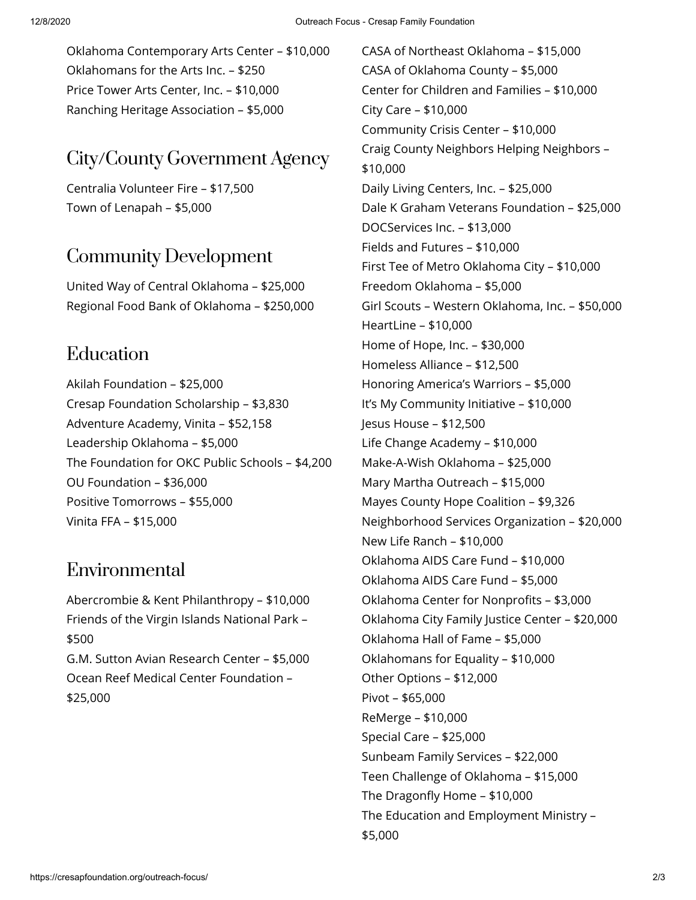Oklahoma Contemporary Arts Center – $10,000
Oklahomans for the Arts Inc. – $250
Price Tower Arts Center, Inc. – $10,000
Ranching Heritage Association – $5,000

## City/County Government Agency

Centralia Volunteer Fire – $17,500
Town of Lenapah – $5,000

## Community Development

United Way of Central Oklahoma – $25,000
Regional Food Bank of Oklahoma – $250,000

## Education

Akilah Foundation – $25,000
Cresap Foundation Scholarship – $3,830
Adventure Academy, Vinita – $52,158
Leadership Oklahoma – $5,000
The Foundation for OKC Public Schools – $4,200
OU Foundation – $36,000
Positive Tomorrows – $55,000
Vinita FFA – $15,000

## Environmental

Abercrombie & Kent Philanthropy – $10,000
Friends of the Virgin Islands National Park – $500
G.M. Sutton Avian Research Center – $5,000
Ocean Reef Medical Center Foundation – $25,000

CASA of Northeast Oklahoma – $15,000
CASA of Oklahoma County – $5,000
Center for Children and Families – $10,000
City Care – $10,000
Community Crisis Center – $10,000
Craig County Neighbors Helping Neighbors – $10,000
Daily Living Centers, Inc. – $25,000
Dale K Graham Veterans Foundation – $25,000
DOCServices Inc. – $13,000
Fields and Futures – $10,000
First Tee of Metro Oklahoma City – $10,000
Freedom Oklahoma – $5,000
Girl Scouts – Western Oklahoma, Inc. – $50,000
HeartLine – $10,000
Home of Hope, Inc. – $30,000
Homeless Alliance – $12,500
Honoring America's Warriors – $5,000
It's My Community Initiative – $10,000
Jesus House – $12,500
Life Change Academy – $10,000
Make-A-Wish Oklahoma – $25,000
Mary Martha Outreach – $15,000
Mayes County Hope Coalition – $9,326
Neighborhood Services Organization – $20,000
New Life Ranch – $10,000
Oklahoma AIDS Care Fund – $10,000
Oklahoma AIDS Care Fund – $5,000
Oklahoma Center for Nonprofits – $3,000
Oklahoma City Family Justice Center – $20,000
Oklahoma Hall of Fame – $5,000
Oklahomans for Equality – $10,000
Other Options – $12,000
Pivot – $65,000
ReMerge – $10,000
Special Care – $25,000
Sunbeam Family Services – $22,000
Teen Challenge of Oklahoma – $15,000
The Dragonfly Home – $10,000
The Education and Employment Ministry – $5,000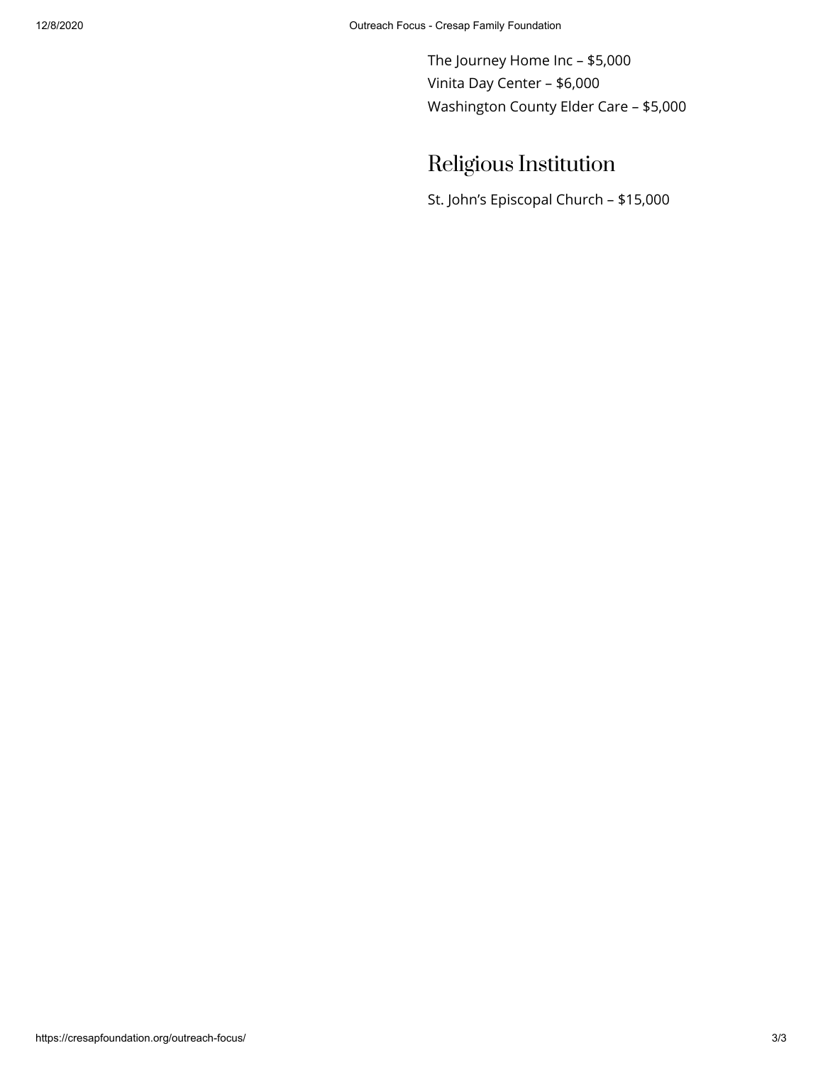The Journey Home Inc – $5,000
Vinita Day Center – $6,000
Washington County Elder Care – $5,000

## Religious Institution

St. John's Episcopal Church – $15,000